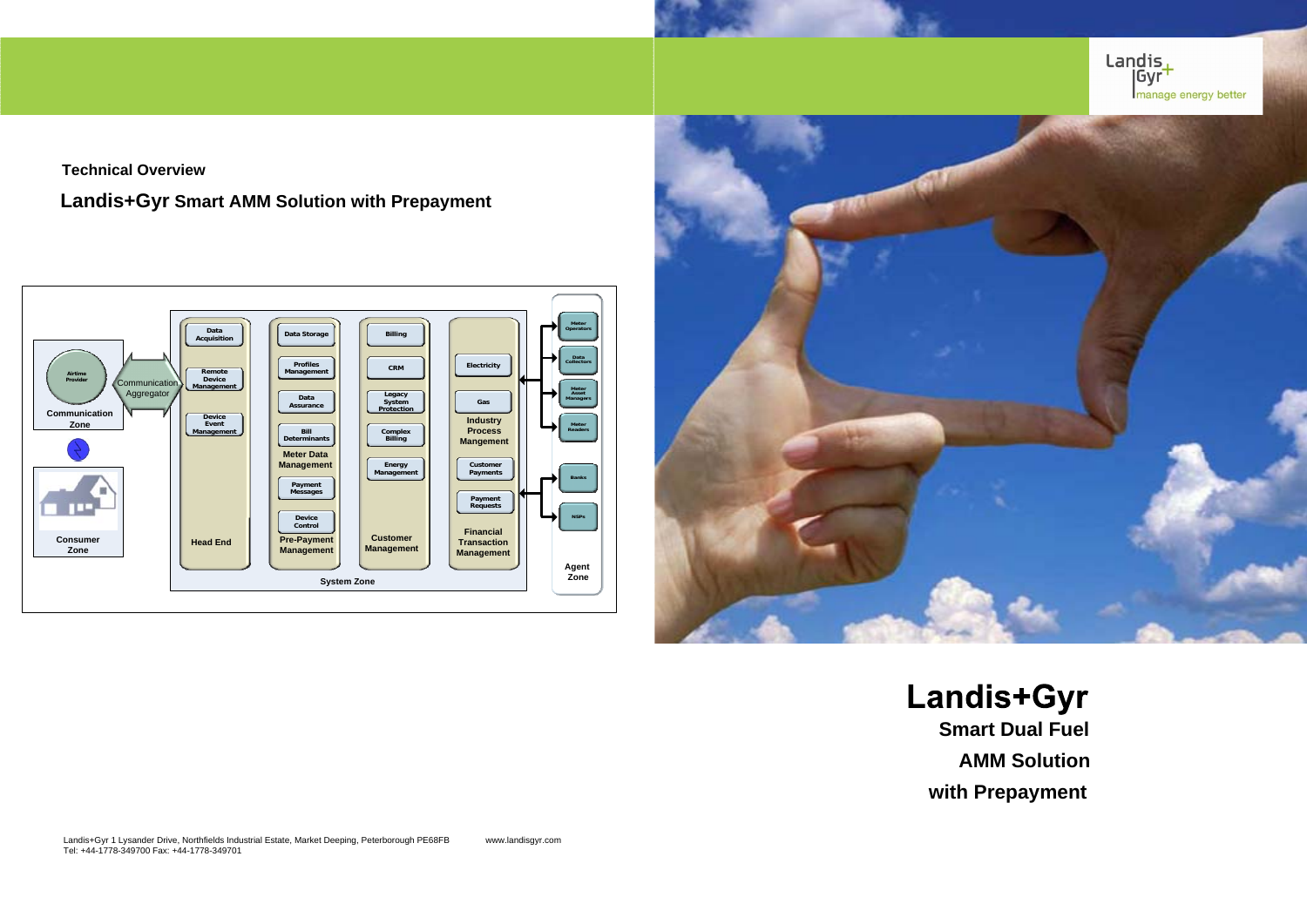Landis+Gyr
manage energy better

**Technical Overview**

## Landis+Gyr Smart AMM Solution with Prepayment

Communication Zone

Airtime Provider

Communication Aggregator

Consumer Zone

Data Acquisition

Remote Device Management

Device Event Management

Head End

Data Storage

Profiles Management

Data Assurance

Bill Determinants

Meter Data Management

Payment Messages

Device Control

Pre-Payment Management

Billing

CRM

Legacy System Protection

Complex Billing

Energy Management

Customer Management

Electricity

Gas

Industry Process Mangement

Customer Payments

Payment Requests

Financial Transaction Management

System Zone

Meter Operators

Data Collectors

Meter Asset Managers

Meter Readers

Banks

NSPs

Agent Zone

# Landis+Gyr

**Smart Dual Fuel**

**AMM Solution**

**with Prepayment**

Landis+Gyr 1 Lysander Drive, Northfields Industrial Estate, Market Deeping, Peterborough PE68FB
Tel: +44-1778-349700 Fax: +44-1778-349701

www.landisgyr.com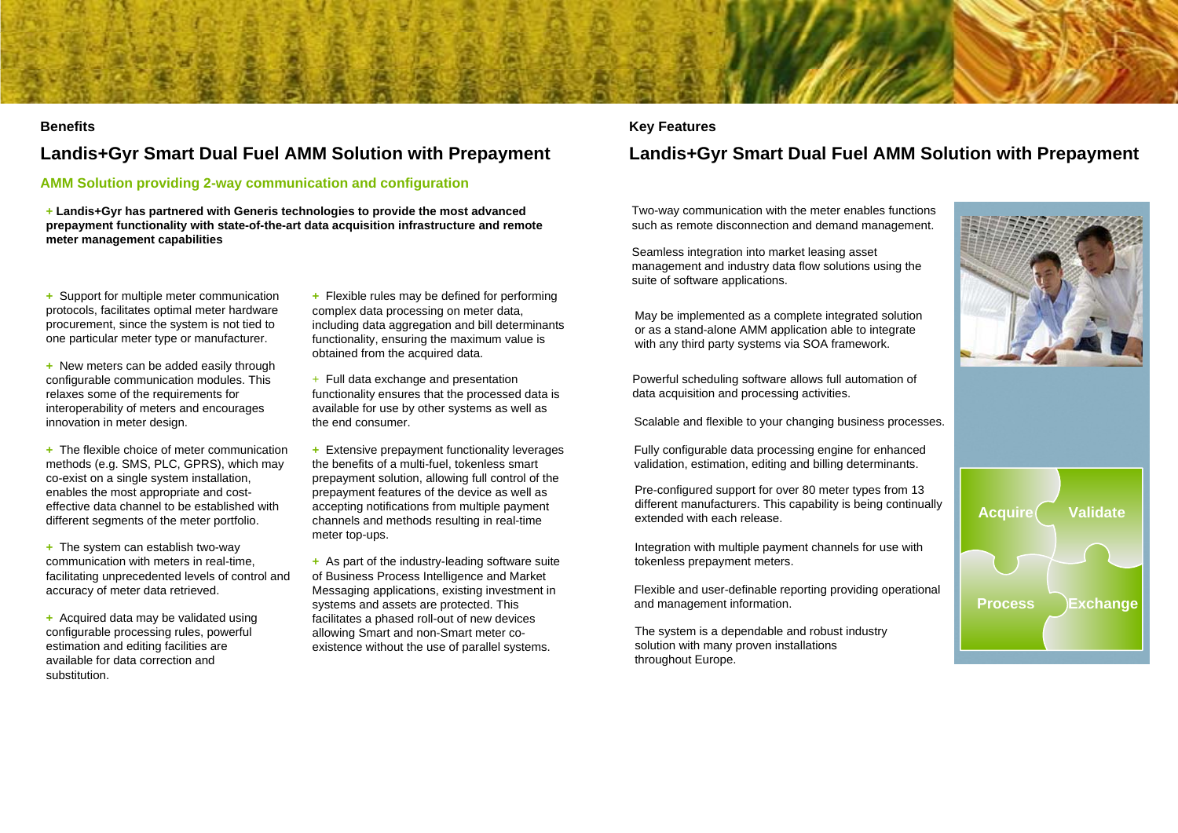**Benefits**

## Landis+Gyr Smart Dual Fuel AMM Solution with Prepayment

### AMM Solution providing 2-way communication and configuration

**+ Landis+Gyr has partnered with Generis technologies to provide the most advanced prepayment functionality with state-of-the-art data acquisition infrastructure and remote meter management capabilities**

+ Support for multiple meter communication protocols, facilitates optimal meter hardware procurement, since the system is not tied to one particular meter type or manufacturer.

+ New meters can be added easily through configurable communication modules. This relaxes some of the requirements for interoperability of meters and encourages innovation in meter design.

+ The flexible choice of meter communication methods (e.g. SMS, PLC, GPRS), which may co-exist on a single system installation, enables the most appropriate and cost-effective data channel to be established with different segments of the meter portfolio.

+ The system can establish two-way communication with meters in real-time, facilitating unprecedented levels of control and accuracy of meter data retrieved.

+ Acquired data may be validated using configurable processing rules, powerful estimation and editing facilities are available for data correction and substitution.

+ Flexible rules may be defined for performing complex data processing on meter data, including data aggregation and bill determinants functionality, ensuring the maximum value is obtained from the acquired data.

+ Full data exchange and presentation functionality ensures that the processed data is available for use by other systems as well as the end consumer.

+ Extensive prepayment functionality leverages the benefits of a multi-fuel, tokenless smart prepayment solution, allowing full control of the prepayment features of the device as well as accepting notifications from multiple payment channels and methods resulting in real-time meter top-ups.

+ As part of the industry-leading software suite of Business Process Intelligence and Market Messaging applications, existing investment in systems and assets are protected. This facilitates a phased roll-out of new devices allowing Smart and non-Smart meter co-existence without the use of parallel systems.

**Key Features**

## Landis+Gyr Smart Dual Fuel AMM Solution with Prepayment

Two-way communication with the meter enables functions such as remote disconnection and demand management.

Seamless integration into market leasing asset management and industry data flow solutions using the suite of software applications.

May be implemented as a complete integrated solution or as a stand-alone AMM application able to integrate with any third party systems via SOA framework.

Powerful scheduling software allows full automation of data acquisition and processing activities.

Scalable and flexible to your changing business processes.

Fully configurable data processing engine for enhanced validation, estimation, editing and billing determinants.

Pre-configured support for over 80 meter types from 13 different manufacturers. This capability is being continually extended with each release.

Integration with multiple payment channels for use with tokenless prepayment meters.

Flexible and user-definable reporting providing operational and management information.

The system is a dependable and robust industry solution with many proven installations throughout Europe.

Acquire
Validate
Process
Exchange